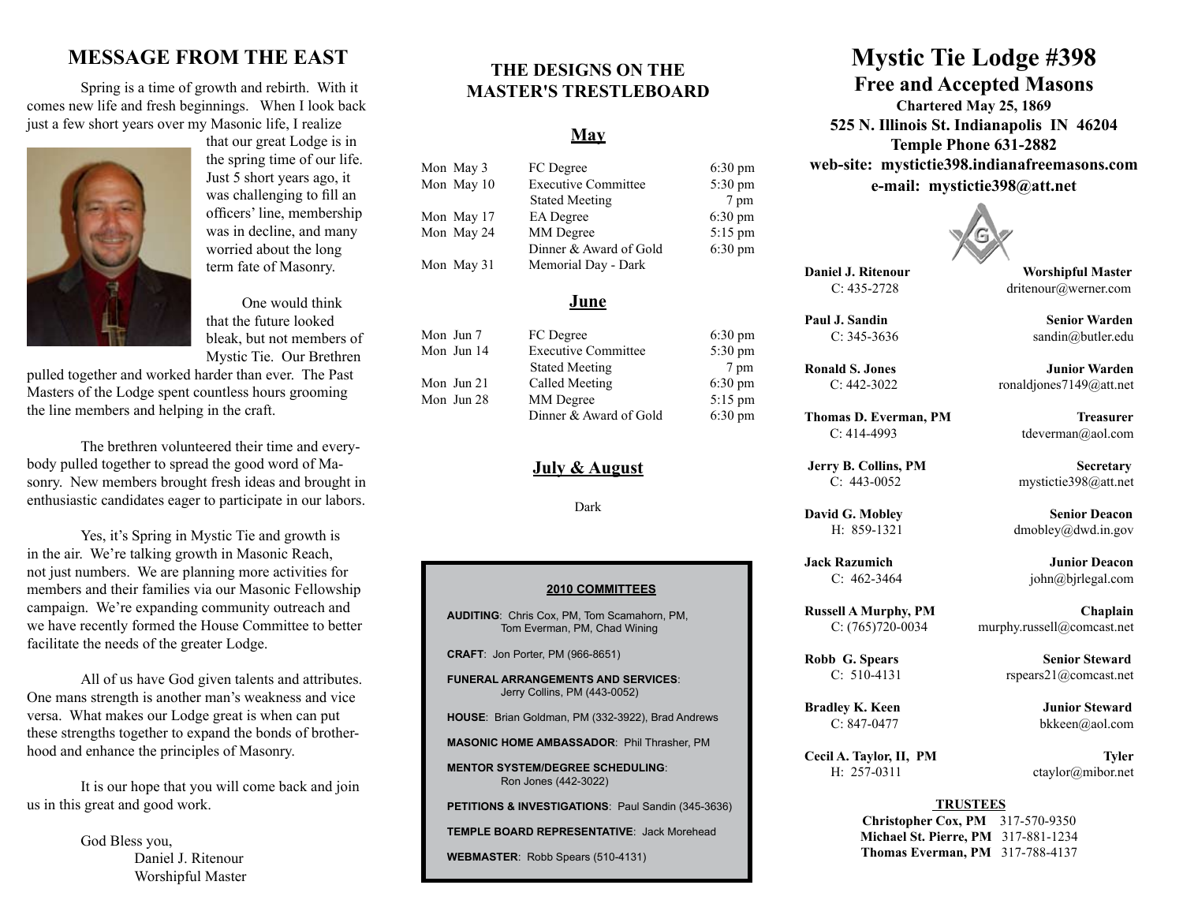## MESSAGE FROM THE EAST

Spring is a time of growth and rebirth. With it comes new life and fresh beginnings. When I look back just a few short years over my Masonic life, I realize that our great Lodge is in the spring time of our life. Just 5 short years ago, it was challenging to fill an officers' line, membership was in decline, and many worried about the long term fate of Masonry.

One would think that the future looked bleak, but not members of Mystic Tie. Our Brethren pulled together and worked harder than ever. The Past Masters of the Lodge spent countless hours grooming the line members and helping in the craft.

The brethren volunteered their time and everybody pulled together to spread the good word of Masonry. New members brought fresh ideas and brought in enthusiastic candidates eager to participate in our labors.

Yes, it's Spring in Mystic Tie and growth is in the air. We're talking growth in Masonic Reach, not just numbers. We are planning more activities for members and their families via our Masonic Fellowship campaign. We're expanding community outreach and we have recently formed the House Committee to better facilitate the needs of the greater Lodge.

All of us have God given talents and attributes. One mans strength is another man's weakness and vice versa. What makes our Lodge great is when can put these strengths together to expand the bonds of brotherhood and enhance the principles of Masonry.

It is our hope that you will come back and join us in this great and good work.

God Bless you,
Daniel J. Ritenour
Worshipful Master

## THE DESIGNS ON THE MASTER'S TRESTLEBOARD

### May

| Date | Event | Time |
|---|---|---|
| Mon May 3 | FC Degree | 6:30 pm |
| Mon May 10 | Executive Committee | 5:30 pm |
| | Stated Meeting | 7 pm |
| Mon May 17 | EA Degree | 6:30 pm |
| Mon May 24 | MM Degree | 5:15 pm |
| | Dinner & Award of Gold | 6:30 pm |
| Mon May 31 | Memorial Day - Dark | |

### June

| Date | Event | Time |
|---|---|---|
| Mon Jun 7 | FC Degree | 6:30 pm |
| Mon Jun 14 | Executive Committee | 5:30 pm |
| | Stated Meeting | 7 pm |
| Mon Jun 21 | Called Meeting | 6:30 pm |
| Mon Jun 28 | MM Degree | 5:15 pm |
| | Dinner & Award of Gold | 6:30 pm |

### July & August

Dark

### 2010 COMMITTEES

**AUDITING**: Chris Cox, PM, Tom Scamahorn, PM, Tom Everman, PM, Chad Wining

**CRAFT**: Jon Porter, PM (966-8651)

**FUNERAL ARRANGEMENTS AND SERVICES**: Jerry Collins, PM (443-0052)

**HOUSE**: Brian Goldman, PM (332-3922), Brad Andrews

**MASONIC HOME AMBASSADOR**: Phil Thrasher, PM

**MENTOR SYSTEM/DEGREE SCHEDULING**: Ron Jones (442-3022)

**PETITIONS & INVESTIGATIONS**: Paul Sandin (345-3636)

**TEMPLE BOARD REPRESENTATIVE**: Jack Morehead

**WEBMASTER**: Robb Spears (510-4131)

# Mystic Tie Lodge #398

## Free and Accepted Masons

**Chartered May 25, 1869**
**525 N. Illinois St. Indianapolis IN 46204**
**Temple Phone 631-2882**
**web-site: mystictie398.indianafreemasons.com**
**e-mail: mystictie398@att.net**

| Name | Phone | Office | E-mail |
|---|---|---|---|
| **Daniel J. Ritenour** | C: 435-2728 | **Worshipful Master** | dritenour@werner.com |
| **Paul J. Sandin** | C: 345-3636 | **Senior Warden** | sandin@butler.edu |
| **Ronald S. Jones** | C: 442-3022 | **Junior Warden** | ronaldjones7149@att.net |
| **Thomas D. Everman, PM** | C: 414-4993 | **Treasurer** | tdeverman@aol.com |
| **Jerry B. Collins, PM** | C: 443-0052 | **Secretary** | mystictie398@att.net |
| **David G. Mobley** | H: 859-1321 | **Senior Deacon** | dmobley@dwd.in.gov |
| **Jack Razumich** | C: 462-3464 | **Junior Deacon** | john@bjrlegal.com |
| **Russell A Murphy, PM** | C: (765)720-0034 | **Chaplain** | murphy.russell@comcast.net |
| **Robb G. Spears** | C: 510-4131 | **Senior Steward** | rspears21@comcast.net |
| **Bradley K. Keen** | C: 847-0477 | **Junior Steward** | bkkeen@aol.com |
| **Cecil A. Taylor, II, PM** | H: 257-0311 | **Tyler** | ctaylor@mibor.net |

### TRUSTEES

**Christopher Cox, PM** 317-570-9350
**Michael St. Pierre, PM** 317-881-1234
**Thomas Everman, PM** 317-788-4137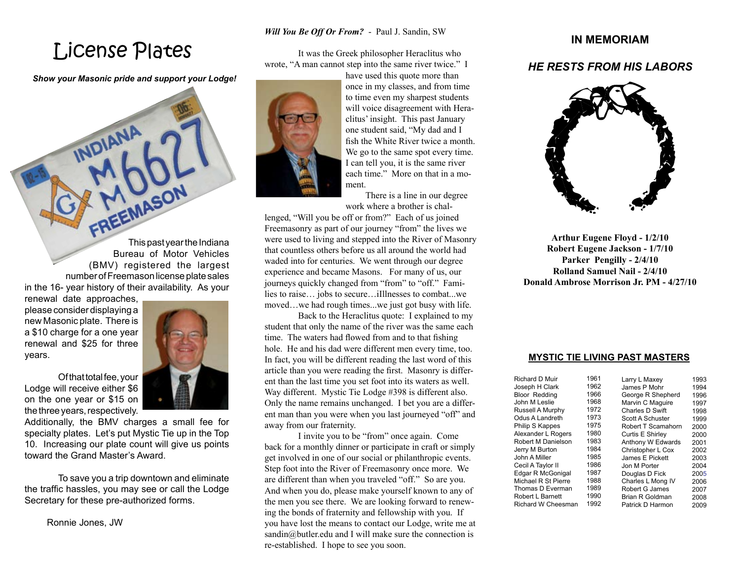# License Plates

***Show your Masonic pride and support your Lodge!***

This past year the Indiana Bureau of Motor Vehicles (BMV) registered the largest number of Freemason license plate sales in the 16- year history of their availability. As your renewal date approaches, please consider displaying a new Masonic plate. There is a $10 charge for a one year renewal and $25 for three years.

Of that total fee, your Lodge will receive either $6 on the one year or $15 on the three years, respectively. Additionally, the BMV charges a small fee for specialty plates. Let's put Mystic Tie up in the Top 10. Increasing our plate count will give us points toward the Grand Master's Award.

To save you a trip downtown and eliminate the traffic hassles, you may see or call the Lodge Secretary for these pre-authorized forms.

Ronnie Jones, JW

***Will You Be Off Or From?*** - Paul J. Sandin, SW

It was the Greek philosopher Heraclitus who wrote, "A man cannot step into the same river twice." I have used this quote more than once in my classes, and from time to time even my sharpest students will voice disagreement with Heraclitus' insight. This past January one student said, "My dad and I fish the White River twice a month. We go to the same spot every time. I can tell you, it is the same river each time." More on that in a moment.

There is a line in our degree work where a brother is challenged, "Will you be off or from?" Each of us joined Freemasonry as part of our journey "from" the lives we were used to living and stepped into the River of Masonry that countless others before us all around the world had waded into for centuries. We went through our degree experience and became Masons. For many of us, our journeys quickly changed from "from" to "off." Families to raise… jobs to secure…iIllnesses to combat...we moved…we had rough times...we just got busy with life.

Back to the Heraclitus quote: I explained to my student that only the name of the river was the same each time. The waters had flowed from and to that fishing hole. He and his dad were different men every time, too. In fact, you will be different reading the last word of this article than you were reading the first. Masonry is different than the last time you set foot into its waters as well. Way different. Mystic Tie Lodge #398 is different also. Only the name remains unchanged. I bet you are a different man than you were when you last journeyed "off" and away from our fraternity.

I invite you to be "from" once again. Come back for a monthly dinner or participate in craft or simply get involved in one of our social or philanthropic events. Step foot into the River of Freemasonry once more. We are different than when you traveled "off." So are you. And when you do, please make yourself known to any of the men you see there. We are looking forward to renewing the bonds of fraternity and fellowship with you. If you have lost the means to contact our Lodge, write me at sandin@butler.edu and I will make sure the connection is re-established. I hope to see you soon.

## IN MEMORIAM

### *HE RESTS FROM HIS LABORS*

**Arthur Eugene Floyd - 1/2/10**
**Robert Eugene Jackson - 1/7/10**
**Parker Pengilly - 2/4/10**
**Rolland Samuel Nail - 2/4/10**
**Donald Ambrose Morrison Jr. PM - 4/27/10**

## MYSTIC TIE LIVING PAST MASTERS

| | | | |
|---|---|---|---|
| Richard D Muir | 1961 | Larry L Maxey | 1993 |
| Joseph H Clark | 1962 | James P Mohr | 1994 |
| Bloor Redding | 1966 | George R Shepherd | 1996 |
| John M Leslie | 1968 | Marvin C Maguire | 1997 |
| Russell A Murphy | 1972 | Charles D Swift | 1998 |
| Odus A Landreth | 1973 | Scott A Schuster | 1999 |
| Philip S Kappes | 1975 | Robert T Scamahorn | 2000 |
| Alexander L Rogers | 1980 | Curtis E Shirley | 2000 |
| Robert M Danielson | 1983 | Anthony W Edwards | 2001 |
| Jerry M Burton | 1984 | Christopher L Cox | 2002 |
| John A Miller | 1985 | James E Pickett | 2003 |
| Cecil A Taylor II | 1986 | Jon M Porter | 2004 |
| Edgar R McGonigal | 1987 | Douglas D Fick | 2005 |
| Michael R St Pierre | 1988 | Charles L Mong IV | 2006 |
| Thomas D Everman | 1989 | Robert G James | 2007 |
| Robert L Barnett | 1990 | Brian R Goldman | 2008 |
| Richard W Cheesman | 1992 | Patrick D Harmon | 2009 |